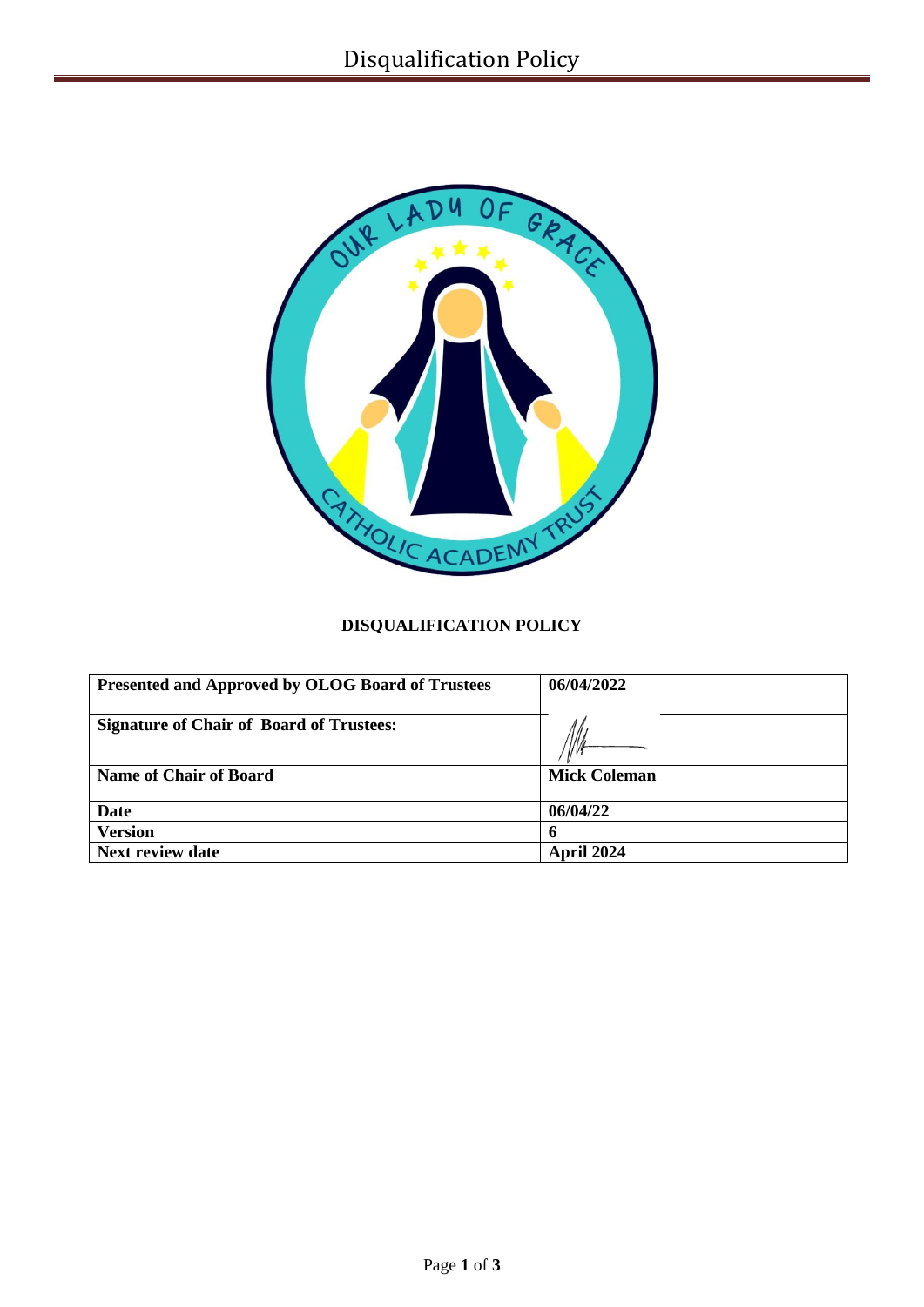# DISQUALIFICATION POLICY

| Presented and Approved by OLOG Board of Trustees | 06/04/2022 |
|---|---|
| Signature of Chair of Board of Trustees: | |
| Name of Chair of Board | Mick Coleman |
| Date | 06/04/22 |
| Version | 6 |
| Next review date | April 2024 |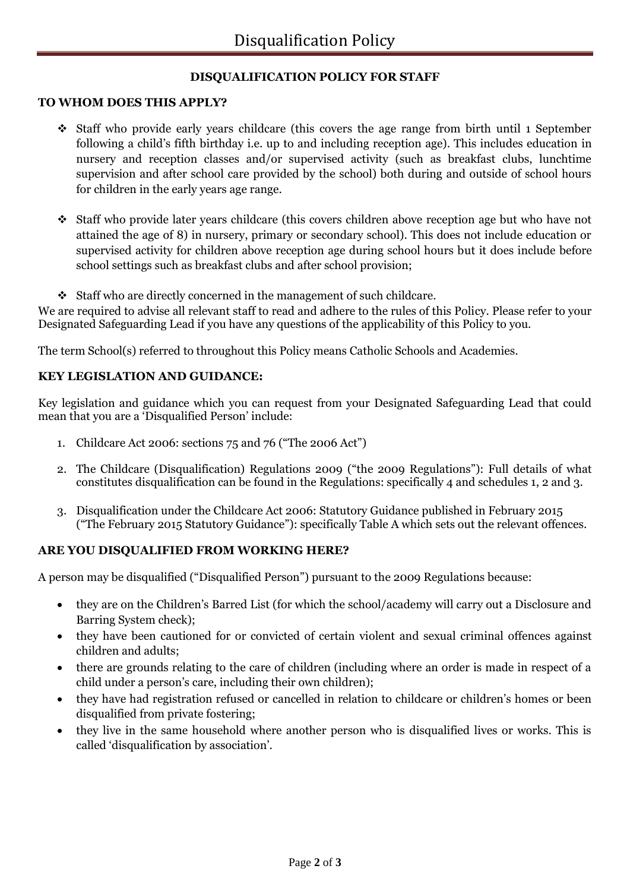## DISQUALIFICATION POLICY FOR STAFF

### TO WHOM DOES THIS APPLY?

- Staff who provide early years childcare (this covers the age range from birth until 1 September following a child's fifth birthday i.e. up to and including reception age). This includes education in nursery and reception classes and/or supervised activity (such as breakfast clubs, lunchtime supervision and after school care provided by the school) both during and outside of school hours for children in the early years age range.

- Staff who provide later years childcare (this covers children above reception age but who have not attained the age of 8) in nursery, primary or secondary school). This does not include education or supervised activity for children above reception age during school hours but it does include before school settings such as breakfast clubs and after school provision;

- Staff who are directly concerned in the management of such childcare.

We are required to advise all relevant staff to read and adhere to the rules of this Policy. Please refer to your Designated Safeguarding Lead if you have any questions of the applicability of this Policy to you.

The term School(s) referred to throughout this Policy means Catholic Schools and Academies.

### KEY LEGISLATION AND GUIDANCE:

Key legislation and guidance which you can request from your Designated Safeguarding Lead that could mean that you are a 'Disqualified Person' include:

1. Childcare Act 2006: sections 75 and 76 ("The 2006 Act")
2. The Childcare (Disqualification) Regulations 2009 ("the 2009 Regulations"): Full details of what constitutes disqualification can be found in the Regulations: specifically 4 and schedules 1, 2 and 3.
3. Disqualification under the Childcare Act 2006: Statutory Guidance published in February 2015 ("The February 2015 Statutory Guidance"): specifically Table A which sets out the relevant offences.

### ARE YOU DISQUALIFIED FROM WORKING HERE?

A person may be disqualified ("Disqualified Person") pursuant to the 2009 Regulations because:

- they are on the Children's Barred List (for which the school/academy will carry out a Disclosure and Barring System check);
- they have been cautioned for or convicted of certain violent and sexual criminal offences against children and adults;
- there are grounds relating to the care of children (including where an order is made in respect of a child under a person's care, including their own children);
- they have had registration refused or cancelled in relation to childcare or children's homes or been disqualified from private fostering;
- they live in the same household where another person who is disqualified lives or works. This is called 'disqualification by association'.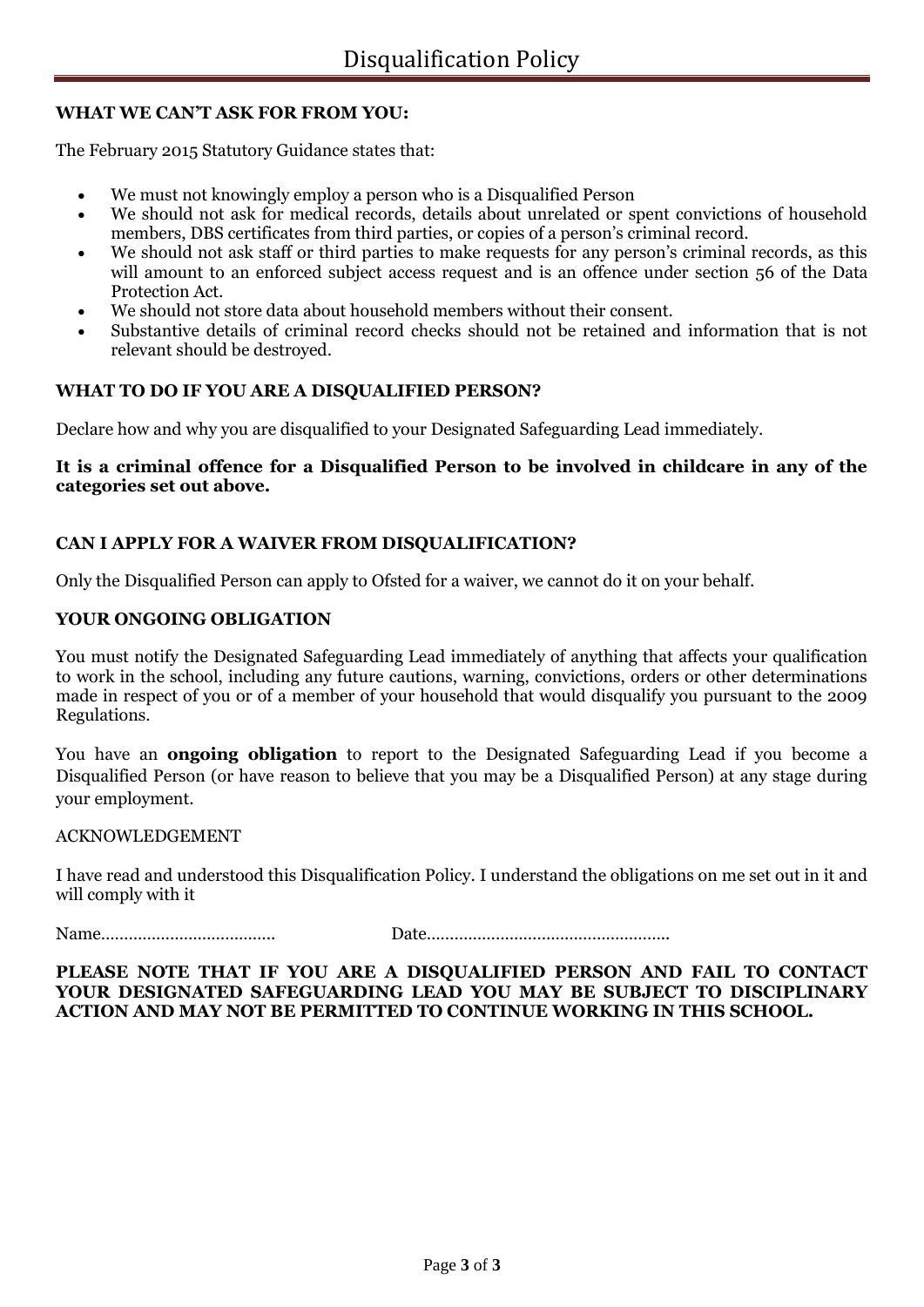**WHAT WE CAN'T ASK FOR FROM YOU:**

The February 2015 Statutory Guidance states that:

- We must not knowingly employ a person who is a Disqualified Person
- We should not ask for medical records, details about unrelated or spent convictions of household members, DBS certificates from third parties, or copies of a person's criminal record.
- We should not ask staff or third parties to make requests for any person's criminal records, as this will amount to an enforced subject access request and is an offence under section 56 of the Data Protection Act.
- We should not store data about household members without their consent.
- Substantive details of criminal record checks should not be retained and information that is not relevant should be destroyed.

**WHAT TO DO IF YOU ARE A DISQUALIFIED PERSON?**

Declare how and why you are disqualified to your Designated Safeguarding Lead immediately.

**It is a criminal offence for a Disqualified Person to be involved in childcare in any of the categories set out above.**

**CAN I APPLY FOR A WAIVER FROM DISQUALIFICATION?**

Only the Disqualified Person can apply to Ofsted for a waiver, we cannot do it on your behalf.

**YOUR ONGOING OBLIGATION**

You must notify the Designated Safeguarding Lead immediately of anything that affects your qualification to work in the school, including any future cautions, warning, convictions, orders or other determinations made in respect of you or of a member of your household that would disqualify you pursuant to the 2009 Regulations.

You have an **ongoing obligation** to report to the Designated Safeguarding Lead if you become a Disqualified Person (or have reason to believe that you may be a Disqualified Person) at any stage during your employment.

ACKNOWLEDGEMENT

I have read and understood this Disqualification Policy. I understand the obligations on me set out in it and will comply with it

Name...................................... Date.....................................................

**PLEASE NOTE THAT IF YOU ARE A DISQUALIFIED PERSON AND FAIL TO CONTACT YOUR DESIGNATED SAFEGUARDING LEAD YOU MAY BE SUBJECT TO DISCIPLINARY ACTION AND MAY NOT BE PERMITTED TO CONTINUE WORKING IN THIS SCHOOL.**